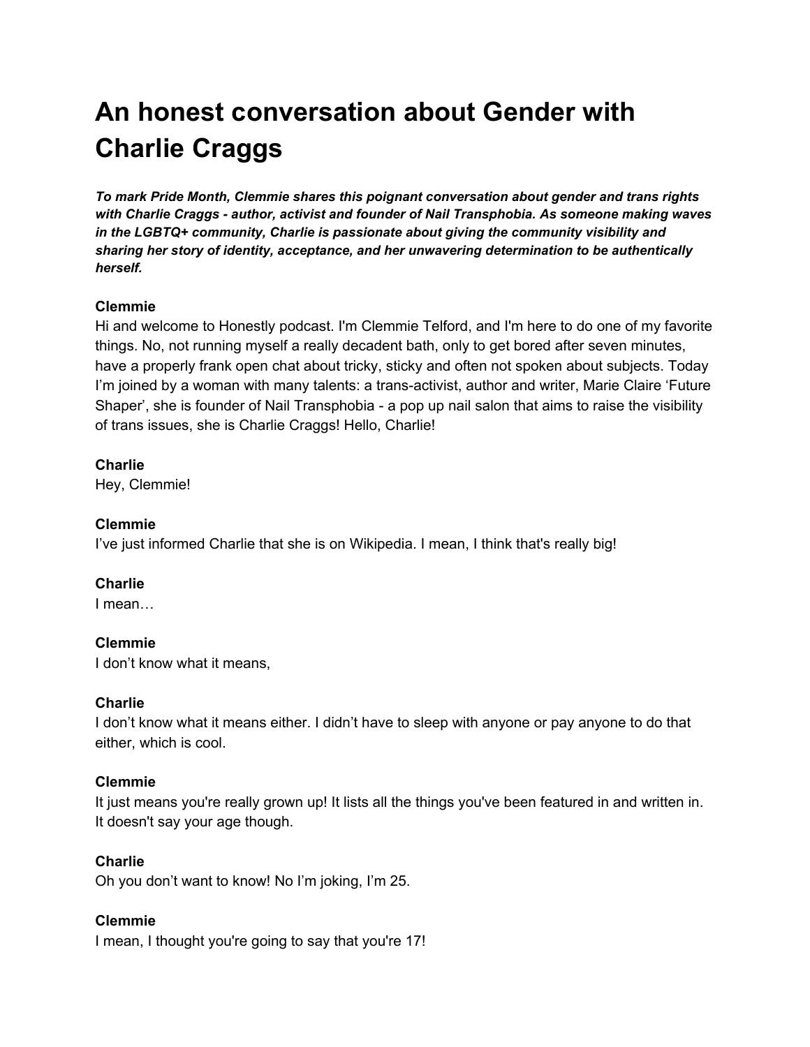# An honest conversation about Gender with Charlie Craggs

***To mark Pride Month, Clemmie shares this poignant conversation about gender and trans rights with Charlie Craggs - author, activist and founder of Nail Transphobia. As someone making waves in the LGBTQ+ community, Charlie is passionate about giving the community visibility and sharing her story of identity, acceptance, and her unwavering determination to be authentically herself.***

**Clemmie**
Hi and welcome to Honestly podcast. I'm Clemmie Telford, and I'm here to do one of my favorite things. No, not running myself a really decadent bath, only to get bored after seven minutes, have a properly frank open chat about tricky, sticky and often not spoken about subjects. Today I'm joined by a woman with many talents: a trans-activist, author and writer, Marie Claire 'Future Shaper', she is founder of Nail Transphobia - a pop up nail salon that aims to raise the visibility of trans issues, she is Charlie Craggs! Hello, Charlie!

**Charlie**
Hey, Clemmie!

**Clemmie**
I've just informed Charlie that she is on Wikipedia. I mean, I think that's really big!

**Charlie**
I mean…

**Clemmie**
I don't know what it means,

**Charlie**
I don't know what it means either. I didn't have to sleep with anyone or pay anyone to do that either, which is cool.

**Clemmie**
It just means you're really grown up! It lists all the things you've been featured in and written in. It doesn't say your age though.

**Charlie**
Oh you don't want to know! No I'm joking, I'm 25.

**Clemmie**
I mean, I thought you're going to say that you're 17!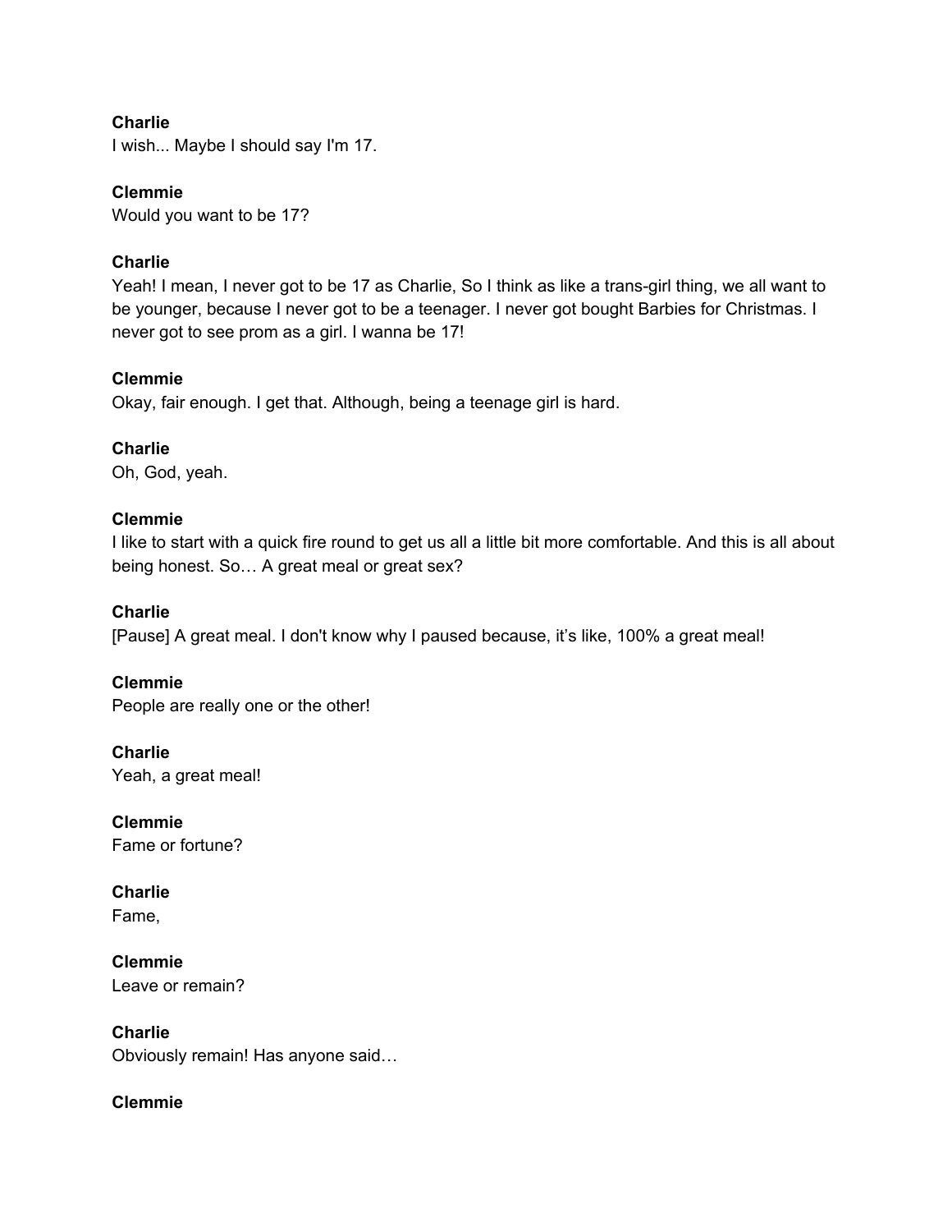**Charlie**
I wish... Maybe I should say I'm 17.

**Clemmie**
Would you want to be 17?

**Charlie**
Yeah! I mean, I never got to be 17 as Charlie, So I think as like a trans-girl thing, we all want to be younger, because I never got to be a teenager. I never got bought Barbies for Christmas. I never got to see prom as a girl. I wanna be 17!

**Clemmie**
Okay, fair enough. I get that. Although, being a teenage girl is hard.

**Charlie**
Oh, God, yeah.

**Clemmie**
I like to start with a quick fire round to get us all a little bit more comfortable. And this is all about being honest. So… A great meal or great sex?

**Charlie**
[Pause] A great meal. I don't know why I paused because, it's like, 100% a great meal!

**Clemmie**
People are really one or the other!

**Charlie**
Yeah, a great meal!

**Clemmie**
Fame or fortune?

**Charlie**
Fame,

**Clemmie**
Leave or remain?

**Charlie**
Obviously remain! Has anyone said…

**Clemmie**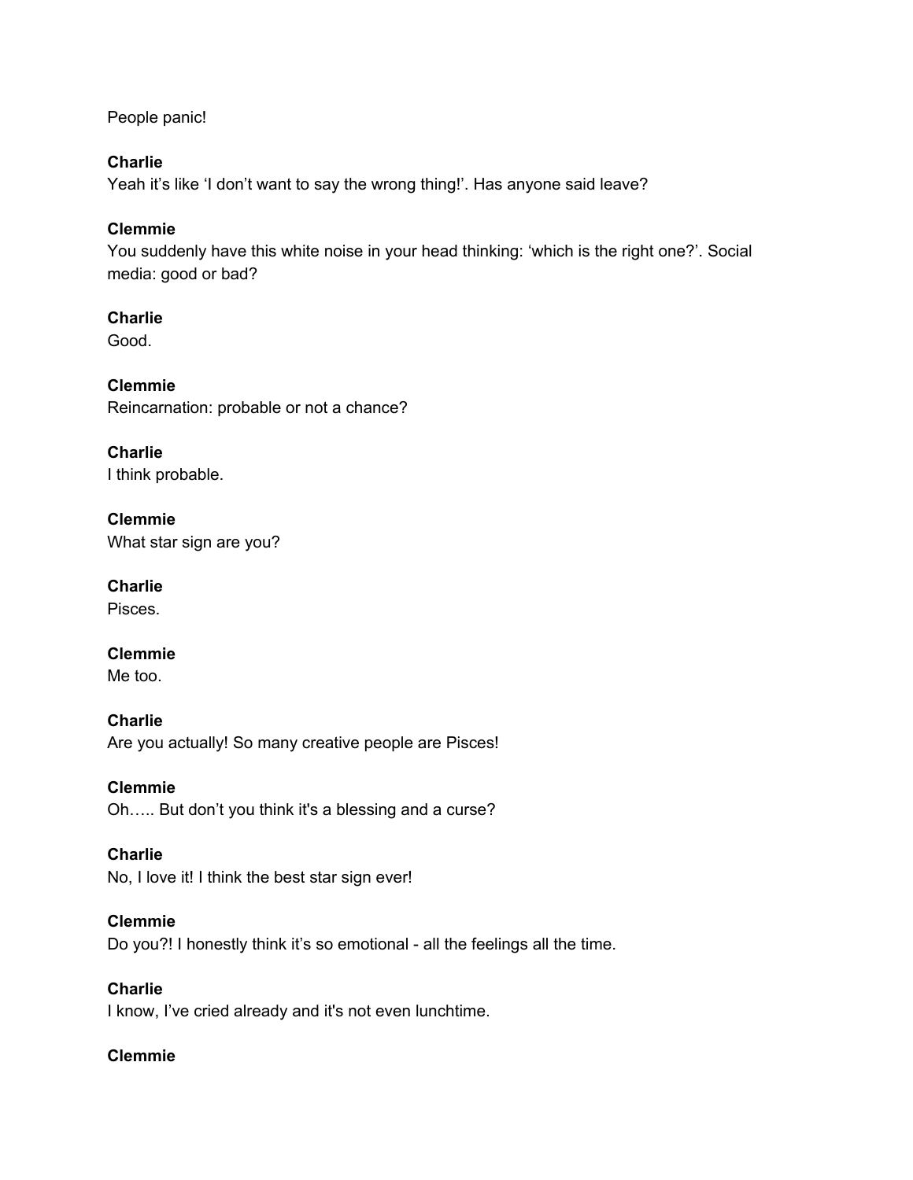People panic!

**Charlie**
Yeah it’s like ‘I don’t want to say the wrong thing!’. Has anyone said leave?

**Clemmie**
You suddenly have this white noise in your head thinking: ‘which is the right one?’. Social media: good or bad?

**Charlie**
Good.

**Clemmie**
Reincarnation: probable or not a chance?

**Charlie**
I think probable.

**Clemmie**
What star sign are you?

**Charlie**
Pisces.

**Clemmie**
Me too.

**Charlie**
Are you actually! So many creative people are Pisces!

**Clemmie**
Oh….. But don’t you think it's a blessing and a curse?

**Charlie**
No, I love it! I think the best star sign ever!

**Clemmie**
Do you?! I honestly think it’s so emotional - all the feelings all the time.

**Charlie**
I know, I’ve cried already and it's not even lunchtime.

**Clemmie**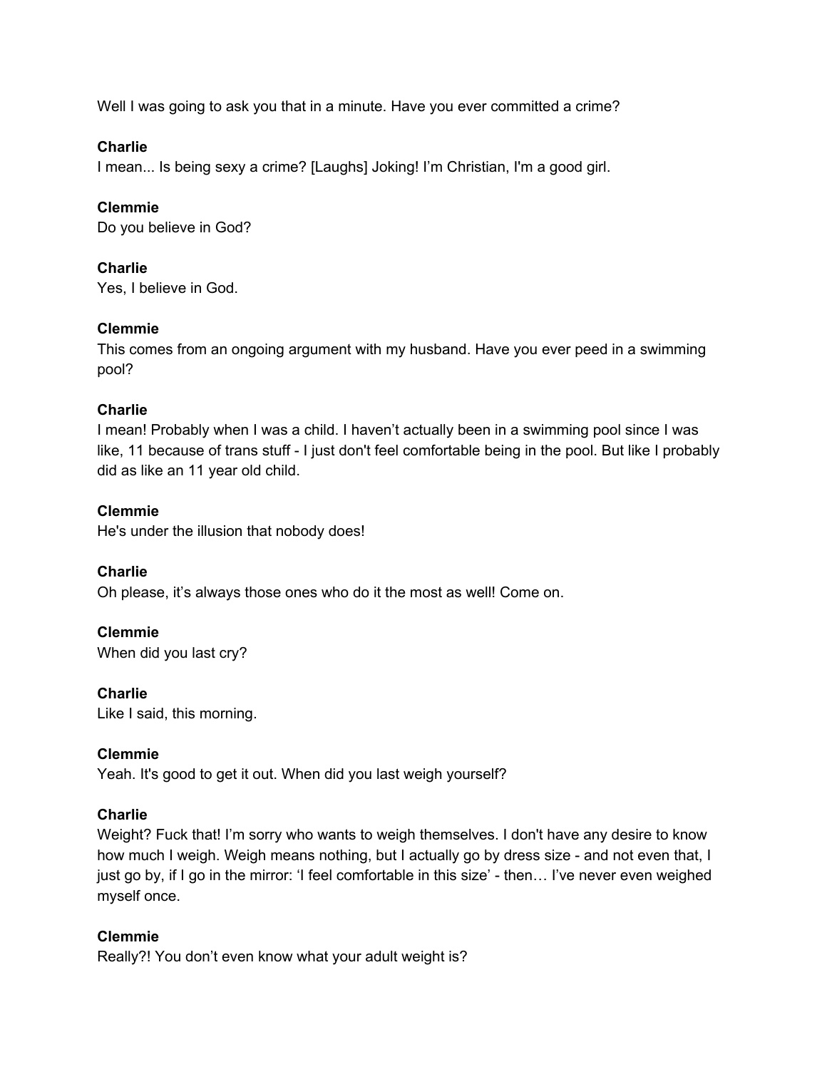Well I was going to ask you that in a minute. Have you ever committed a crime?

**Charlie**
I mean... Is being sexy a crime? [Laughs] Joking! I'm Christian, I'm a good girl.

**Clemmie**
Do you believe in God?

**Charlie**
Yes, I believe in God.

**Clemmie**
This comes from an ongoing argument with my husband. Have you ever peed in a swimming pool?

**Charlie**
I mean! Probably when I was a child. I haven't actually been in a swimming pool since I was like, 11 because of trans stuff - I just don't feel comfortable being in the pool. But like I probably did as like an 11 year old child.

**Clemmie**
He's under the illusion that nobody does!

**Charlie**
Oh please, it's always those ones who do it the most as well! Come on.

**Clemmie**
When did you last cry?

**Charlie**
Like I said, this morning.

**Clemmie**
Yeah. It's good to get it out. When did you last weigh yourself?

**Charlie**
Weight? Fuck that! I'm sorry who wants to weigh themselves. I don't have any desire to know how much I weigh. Weigh means nothing, but I actually go by dress size - and not even that, I just go by, if I go in the mirror: 'I feel comfortable in this size' - then… I've never even weighed myself once.

**Clemmie**
Really?! You don't even know what your adult weight is?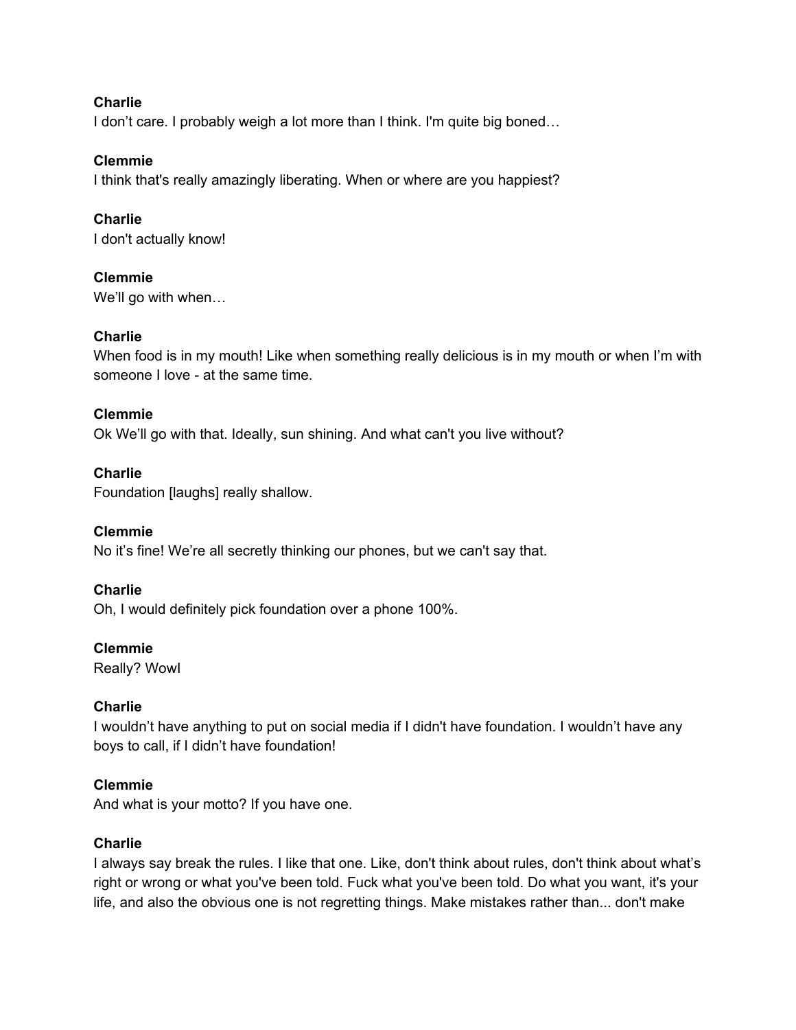**Charlie**
I don't care. I probably weigh a lot more than I think. I'm quite big boned…

**Clemmie**
I think that's really amazingly liberating. When or where are you happiest?

**Charlie**
I don't actually know!

**Clemmie**
We'll go with when…

**Charlie**
When food is in my mouth! Like when something really delicious is in my mouth or when I'm with someone I love - at the same time.

**Clemmie**
Ok We'll go with that. Ideally, sun shining. And what can't you live without?

**Charlie**
Foundation [laughs] really shallow.

**Clemmie**
No it's fine! We're all secretly thinking our phones, but we can't say that.

**Charlie**
Oh, I would definitely pick foundation over a phone 100%.

**Clemmie**
Really? WowI

**Charlie**
I wouldn't have anything to put on social media if I didn't have foundation. I wouldn't have any boys to call, if I didn't have foundation!

**Clemmie**
And what is your motto? If you have one.

**Charlie**
I always say break the rules. I like that one. Like, don't think about rules, don't think about what's right or wrong or what you've been told. Fuck what you've been told. Do what you want, it's your life, and also the obvious one is not regretting things. Make mistakes rather than... don't make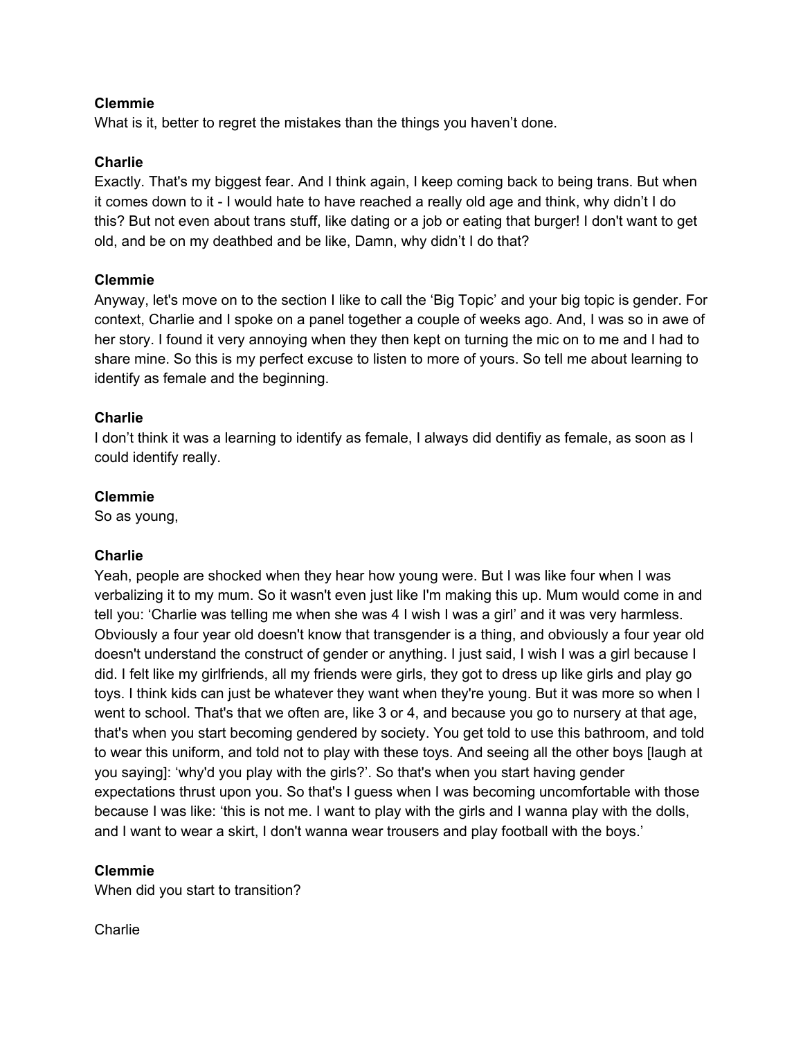**Clemmie**
What is it, better to regret the mistakes than the things you haven't done.

**Charlie**
Exactly. That's my biggest fear. And I think again, I keep coming back to being trans. But when it comes down to it - I would hate to have reached a really old age and think, why didn't I do this? But not even about trans stuff, like dating or a job or eating that burger! I don't want to get old, and be on my deathbed and be like, Damn, why didn't I do that?

**Clemmie**
Anyway, let's move on to the section I like to call the 'Big Topic' and your big topic is gender. For context, Charlie and I spoke on a panel together a couple of weeks ago. And, I was so in awe of her story. I found it very annoying when they then kept on turning the mic on to me and I had to share mine. So this is my perfect excuse to listen to more of yours. So tell me about learning to identify as female and the beginning.

**Charlie**
I don't think it was a learning to identify as female, I always did dentifiy as female, as soon as I could identify really.

**Clemmie**
So as young,

**Charlie**
Yeah, people are shocked when they hear how young were. But I was like four when I was verbalizing it to my mum. So it wasn't even just like I'm making this up. Mum would come in and tell you: 'Charlie was telling me when she was 4 I wish I was a girl' and it was very harmless. Obviously a four year old doesn't know that transgender is a thing, and obviously a four year old doesn't understand the construct of gender or anything. I just said, I wish I was a girl because I did. I felt like my girlfriends, all my friends were girls, they got to dress up like girls and play go toys. I think kids can just be whatever they want when they're young. But it was more so when I went to school. That's that we often are, like 3 or 4, and because you go to nursery at that age, that's when you start becoming gendered by society. You get told to use this bathroom, and told to wear this uniform, and told not to play with these toys. And seeing all the other boys [laugh at you saying]: 'why'd you play with the girls?'. So that's when you start having gender expectations thrust upon you. So that's I guess when I was becoming uncomfortable with those because I was like: 'this is not me. I want to play with the girls and I wanna play with the dolls, and I want to wear a skirt, I don't wanna wear trousers and play football with the boys.'

**Clemmie**
When did you start to transition?

Charlie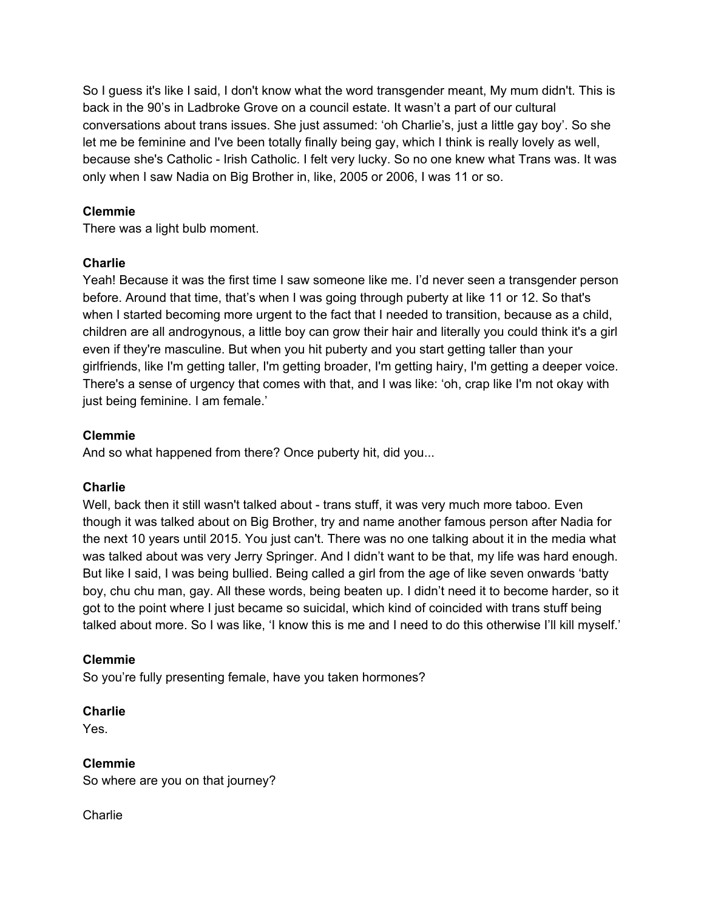So I guess it's like I said, I don't know what the word transgender meant, My mum didn't. This is back in the 90's in Ladbroke Grove on a council estate. It wasn't a part of our cultural conversations about trans issues. She just assumed: 'oh Charlie's, just a little gay boy'. So she let me be feminine and I've been totally finally being gay, which I think is really lovely as well, because she's Catholic - Irish Catholic. I felt very lucky. So no one knew what Trans was. It was only when I saw Nadia on Big Brother in, like, 2005 or 2006, I was 11 or so.

**Clemmie**
There was a light bulb moment.

**Charlie**
Yeah! Because it was the first time I saw someone like me. I'd never seen a transgender person before. Around that time, that's when I was going through puberty at like 11 or 12. So that's when I started becoming more urgent to the fact that I needed to transition, because as a child, children are all androgynous, a little boy can grow their hair and literally you could think it's a girl even if they're masculine. But when you hit puberty and you start getting taller than your girlfriends, like I'm getting taller, I'm getting broader, I'm getting hairy, I'm getting a deeper voice. There's a sense of urgency that comes with that, and I was like: 'oh, crap like I'm not okay with just being feminine. I am female.'

**Clemmie**
And so what happened from there? Once puberty hit, did you...

**Charlie**
Well, back then it still wasn't talked about - trans stuff, it was very much more taboo. Even though it was talked about on Big Brother, try and name another famous person after Nadia for the next 10 years until 2015. You just can't. There was no one talking about it in the media what was talked about was very Jerry Springer. And I didn't want to be that, my life was hard enough. But like I said, I was being bullied. Being called a girl from the age of like seven onwards 'batty boy, chu chu man, gay. All these words, being beaten up. I didn't need it to become harder, so it got to the point where I just became so suicidal, which kind of coincided with trans stuff being talked about more. So I was like, 'I know this is me and I need to do this otherwise I'll kill myself.'

**Clemmie**
So you're fully presenting female, have you taken hormones?

**Charlie**
Yes.

**Clemmie**
So where are you on that journey?

Charlie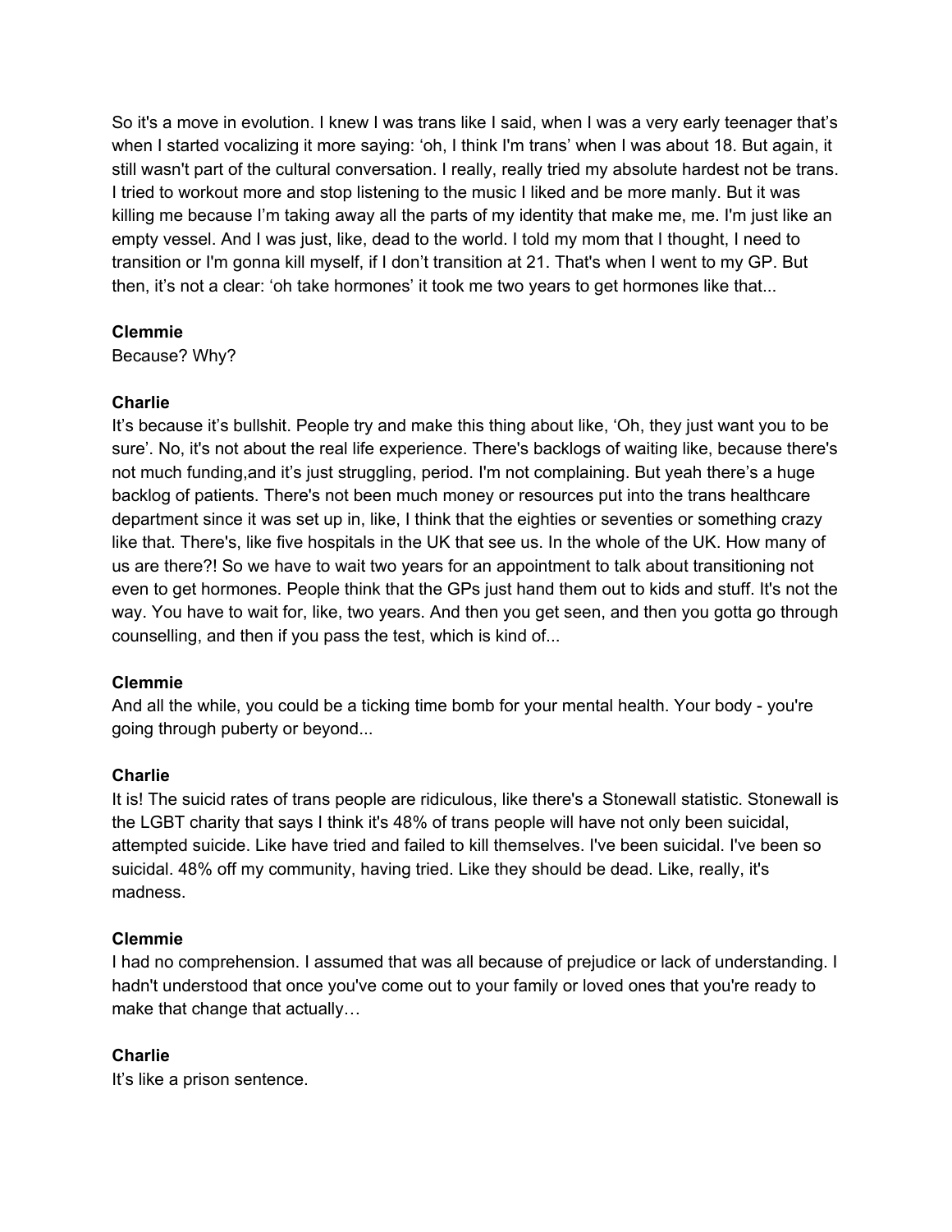So it's a move in evolution. I knew I was trans like I said, when I was a very early teenager that's when I started vocalizing it more saying: 'oh, I think I'm trans' when I was about 18. But again, it still wasn't part of the cultural conversation. I really, really tried my absolute hardest not be trans. I tried to workout more and stop listening to the music I liked and be more manly. But it was killing me because I'm taking away all the parts of my identity that make me, me. I'm just like an empty vessel. And I was just, like, dead to the world. I told my mom that I thought, I need to transition or I'm gonna kill myself, if I don't transition at 21. That's when I went to my GP. But then, it's not a clear: 'oh take hormones' it took me two years to get hormones like that...

**Clemmie**
Because? Why?

**Charlie**
It's because it's bullshit. People try and make this thing about like, 'Oh, they just want you to be sure'. No, it's not about the real life experience. There's backlogs of waiting like, because there's not much funding,and it's just struggling, period. I'm not complaining. But yeah there's a huge backlog of patients. There's not been much money or resources put into the trans healthcare department since it was set up in, like, I think that the eighties or seventies or something crazy like that. There's, like five hospitals in the UK that see us. In the whole of the UK. How many of us are there?! So we have to wait two years for an appointment to talk about transitioning not even to get hormones. People think that the GPs just hand them out to kids and stuff. It's not the way. You have to wait for, like, two years. And then you get seen, and then you gotta go through counselling, and then if you pass the test, which is kind of...

**Clemmie**
And all the while, you could be a ticking time bomb for your mental health. Your body - you're going through puberty or beyond...

**Charlie**
It is! The suicid rates of trans people are ridiculous, like there's a Stonewall statistic. Stonewall is the LGBT charity that says I think it's 48% of trans people will have not only been suicidal, attempted suicide. Like have tried and failed to kill themselves. I've been suicidal. I've been so suicidal. 48% off my community, having tried. Like they should be dead. Like, really, it's madness.

**Clemmie**
I had no comprehension. I assumed that was all because of prejudice or lack of understanding. I hadn't understood that once you've come out to your family or loved ones that you're ready to make that change that actually…

**Charlie**
It's like a prison sentence.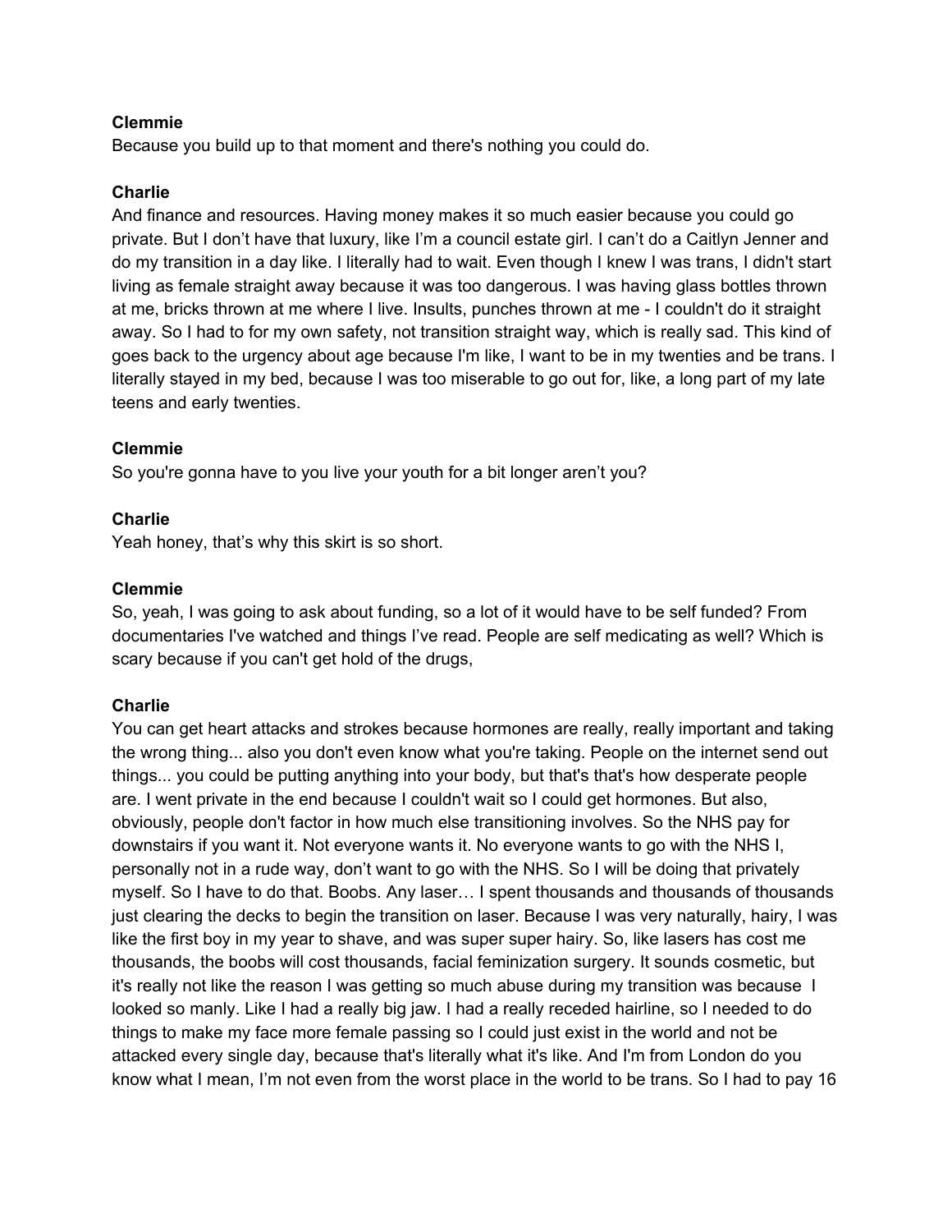**Clemmie**
Because you build up to that moment and there's nothing you could do.

**Charlie**
And finance and resources. Having money makes it so much easier because you could go private. But I don't have that luxury, like I'm a council estate girl. I can't do a Caitlyn Jenner and do my transition in a day like. I literally had to wait. Even though I knew I was trans, I didn't start living as female straight away because it was too dangerous. I was having glass bottles thrown at me, bricks thrown at me where I live. Insults, punches thrown at me - I couldn't do it straight away. So I had to for my own safety, not transition straight way, which is really sad. This kind of goes back to the urgency about age because I'm like, I want to be in my twenties and be trans. I literally stayed in my bed, because I was too miserable to go out for, like, a long part of my late teens and early twenties.

**Clemmie**
So you're gonna have to you live your youth for a bit longer aren't you?

**Charlie**
Yeah honey, that's why this skirt is so short.

**Clemmie**
So, yeah, I was going to ask about funding, so a lot of it would have to be self funded? From documentaries I've watched and things I've read. People are self medicating as well? Which is scary because if you can't get hold of the drugs,

**Charlie**
You can get heart attacks and strokes because hormones are really, really important and taking the wrong thing... also you don't even know what you're taking. People on the internet send out things... you could be putting anything into your body, but that's that's how desperate people are. I went private in the end because I couldn't wait so I could get hormones. But also, obviously, people don't factor in how much else transitioning involves. So the NHS pay for downstairs if you want it. Not everyone wants it. No everyone wants to go with the NHS I, personally not in a rude way, don't want to go with the NHS. So I will be doing that privately myself. So I have to do that. Boobs. Any laser… I spent thousands and thousands of thousands just clearing the decks to begin the transition on laser. Because I was very naturally, hairy, I was like the first boy in my year to shave, and was super super hairy. So, like lasers has cost me thousands, the boobs will cost thousands, facial feminization surgery. It sounds cosmetic, but it's really not like the reason I was getting so much abuse during my transition was because I looked so manly. Like I had a really big jaw. I had a really receded hairline, so I needed to do things to make my face more female passing so I could just exist in the world and not be attacked every single day, because that's literally what it's like. And I'm from London do you know what I mean, I'm not even from the worst place in the world to be trans. So I had to pay 16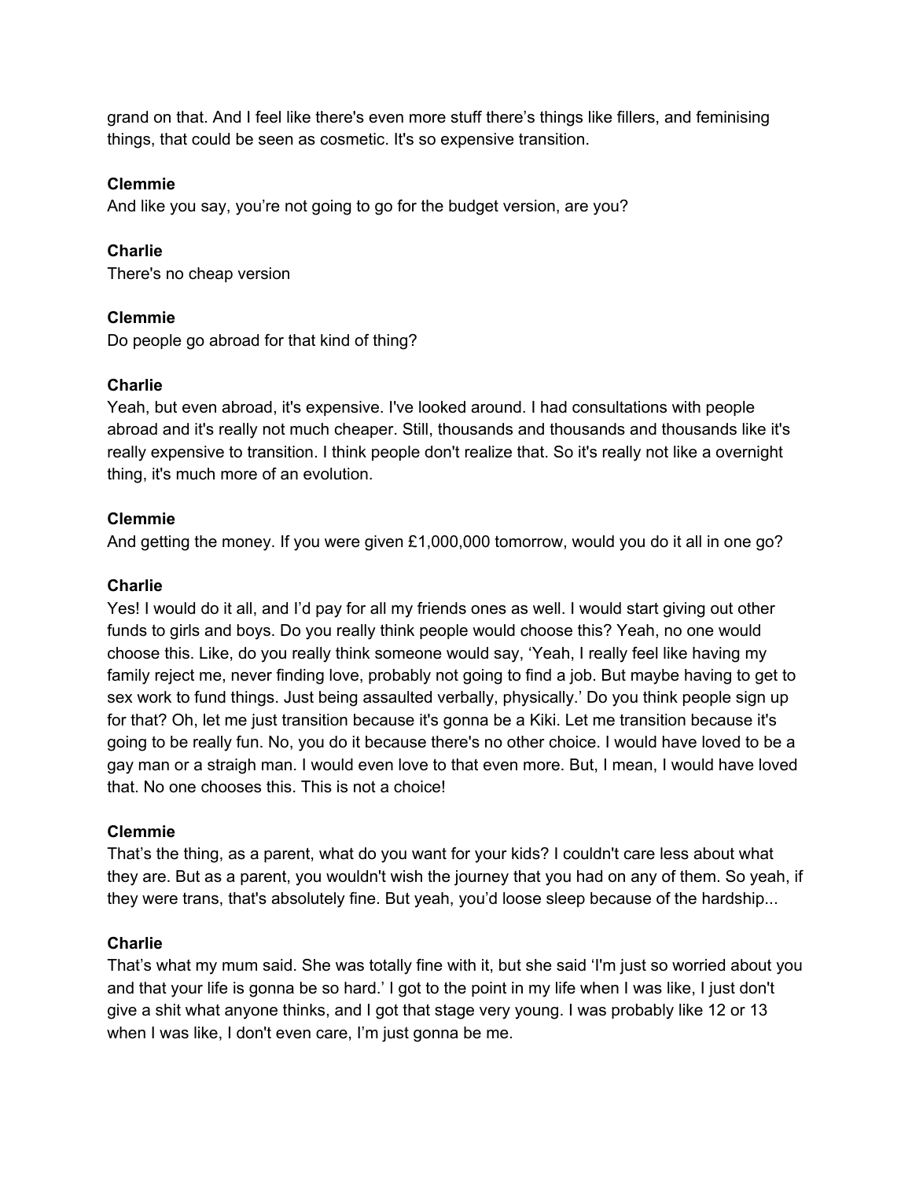grand on that. And I feel like there's even more stuff there's things like fillers, and feminising things, that could be seen as cosmetic. It's so expensive transition.

**Clemmie**
And like you say, you're not going to go for the budget version, are you?

**Charlie**
There's no cheap version

**Clemmie**
Do people go abroad for that kind of thing?

**Charlie**
Yeah, but even abroad, it's expensive. I've looked around. I had consultations with people abroad and it's really not much cheaper. Still, thousands and thousands and thousands like it's really expensive to transition. I think people don't realize that. So it's really not like a overnight thing, it's much more of an evolution.

**Clemmie**
And getting the money. If you were given £1,000,000 tomorrow, would you do it all in one go?

**Charlie**
Yes! I would do it all, and I'd pay for all my friends ones as well. I would start giving out other funds to girls and boys. Do you really think people would choose this? Yeah, no one would choose this. Like, do you really think someone would say, 'Yeah, I really feel like having my family reject me, never finding love, probably not going to find a job. But maybe having to get to sex work to fund things. Just being assaulted verbally, physically.' Do you think people sign up for that? Oh, let me just transition because it's gonna be a Kiki. Let me transition because it's going to be really fun. No, you do it because there's no other choice. I would have loved to be a gay man or a straigh man. I would even love to that even more. But, I mean, I would have loved that. No one chooses this. This is not a choice!

**Clemmie**
That's the thing, as a parent, what do you want for your kids? I couldn't care less about what they are. But as a parent, you wouldn't wish the journey that you had on any of them. So yeah, if they were trans, that's absolutely fine. But yeah, you'd loose sleep because of the hardship...

**Charlie**
That's what my mum said. She was totally fine with it, but she said 'I'm just so worried about you and that your life is gonna be so hard.' I got to the point in my life when I was like, I just don't give a shit what anyone thinks, and I got that stage very young. I was probably like 12 or 13 when I was like, I don't even care, I'm just gonna be me.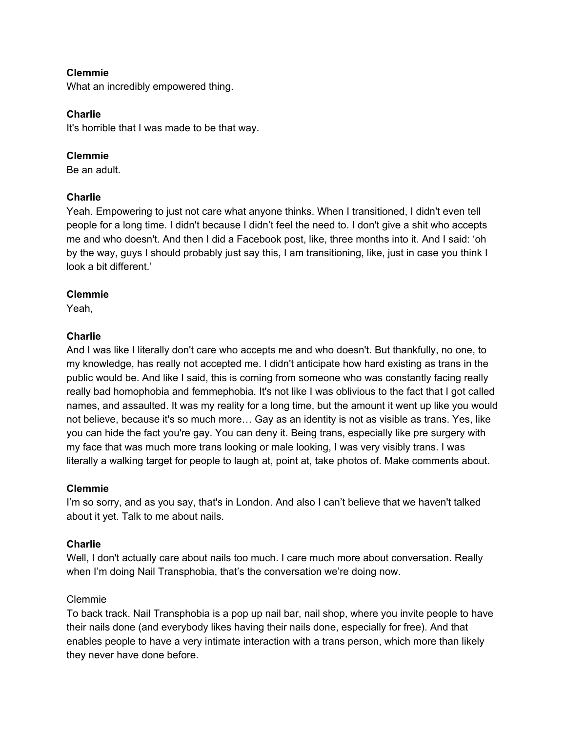**Clemmie**
What an incredibly empowered thing.

**Charlie**
It's horrible that I was made to be that way.

**Clemmie**
Be an adult.

**Charlie**
Yeah. Empowering to just not care what anyone thinks. When I transitioned, I didn't even tell people for a long time. I didn't because I didn't feel the need to. I don't give a shit who accepts me and who doesn't. And then I did a Facebook post, like, three months into it. And I said: 'oh by the way, guys I should probably just say this, I am transitioning, like, just in case you think I look a bit different.'

**Clemmie**
Yeah,

**Charlie**
And I was like I literally don't care who accepts me and who doesn't. But thankfully, no one, to my knowledge, has really not accepted me. I didn't anticipate how hard existing as trans in the public would be. And like I said, this is coming from someone who was constantly facing really really bad homophobia and femmephobia. It's not like I was oblivious to the fact that I got called names, and assaulted. It was my reality for a long time, but the amount it went up like you would not believe, because it's so much more… Gay as an identity is not as visible as trans. Yes, like you can hide the fact you're gay. You can deny it. Being trans, especially like pre surgery with my face that was much more trans looking or male looking, I was very visibly trans. I was literally a walking target for people to laugh at, point at, take photos of. Make comments about.

**Clemmie**
I'm so sorry, and as you say, that's in London. And also I can't believe that we haven't talked about it yet. Talk to me about nails.

**Charlie**
Well, I don't actually care about nails too much. I care much more about conversation. Really when I'm doing Nail Transphobia, that's the conversation we're doing now.

Clemmie
To back track. Nail Transphobia is a pop up nail bar, nail shop, where you invite people to have their nails done (and everybody likes having their nails done, especially for free). And that enables people to have a very intimate interaction with a trans person, which more than likely they never have done before.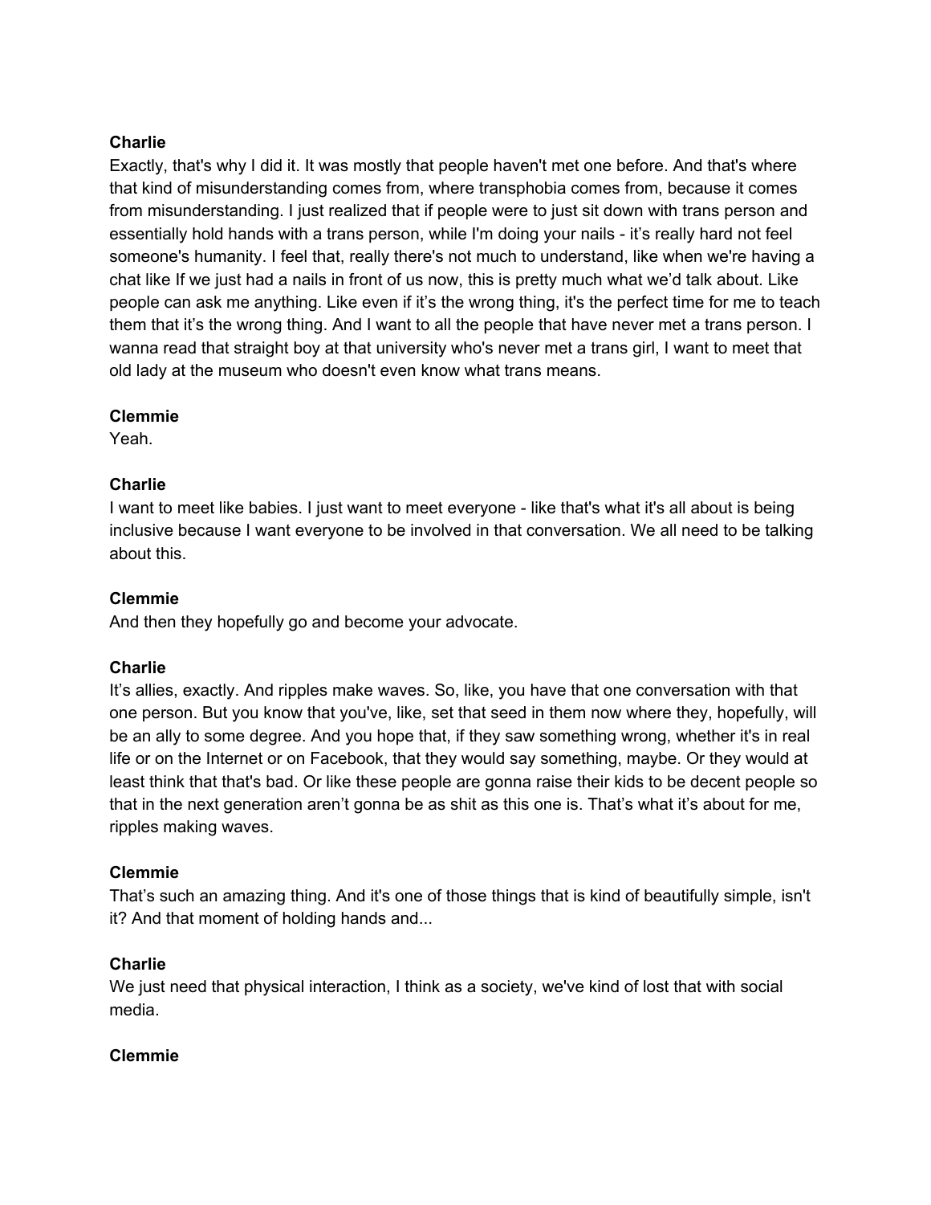**Charlie**
Exactly, that's why I did it. It was mostly that people haven't met one before. And that's where that kind of misunderstanding comes from, where transphobia comes from, because it comes from misunderstanding. I just realized that if people were to just sit down with trans person and essentially hold hands with a trans person, while I'm doing your nails - it's really hard not feel someone's humanity. I feel that, really there's not much to understand, like when we're having a chat like If we just had a nails in front of us now, this is pretty much what we'd talk about. Like people can ask me anything. Like even if it's the wrong thing, it's the perfect time for me to teach them that it's the wrong thing. And I want to all the people that have never met a trans person. I wanna read that straight boy at that university who's never met a trans girl, I want to meet that old lady at the museum who doesn't even know what trans means.

**Clemmie**
Yeah.

**Charlie**
I want to meet like babies. I just want to meet everyone - like that's what it's all about is being inclusive because I want everyone to be involved in that conversation. We all need to be talking about this.

**Clemmie**
And then they hopefully go and become your advocate.

**Charlie**
It's allies, exactly. And ripples make waves. So, like, you have that one conversation with that one person. But you know that you've, like, set that seed in them now where they, hopefully, will be an ally to some degree. And you hope that, if they saw something wrong, whether it's in real life or on the Internet or on Facebook, that they would say something, maybe. Or they would at least think that that's bad. Or like these people are gonna raise their kids to be decent people so that in the next generation aren't gonna be as shit as this one is. That's what it's about for me, ripples making waves.

**Clemmie**
That's such an amazing thing. And it's one of those things that is kind of beautifully simple, isn't it? And that moment of holding hands and...

**Charlie**
We just need that physical interaction, I think as a society, we've kind of lost that with social media.

**Clemmie**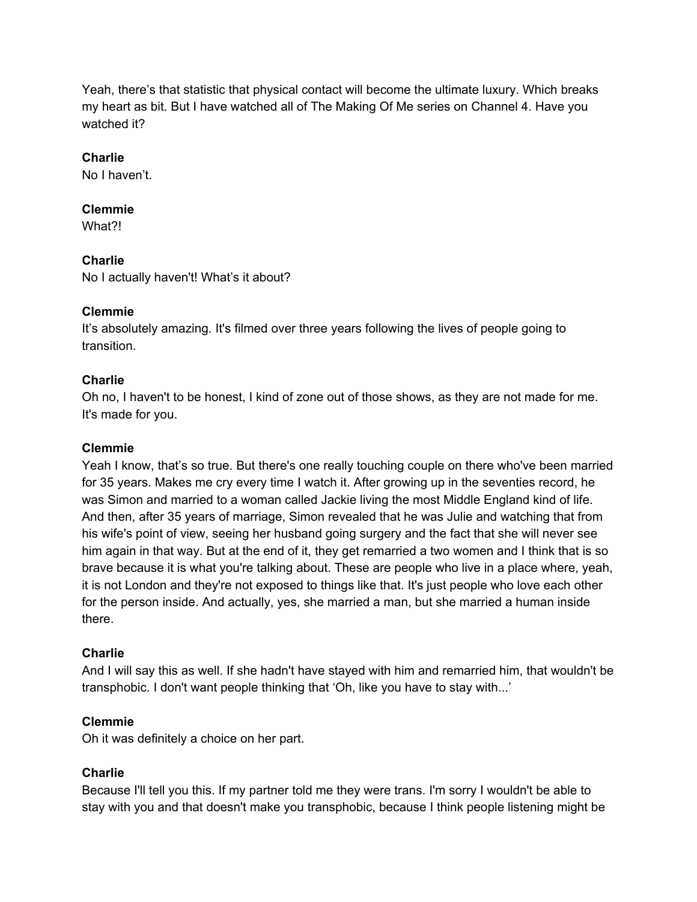Yeah, there's that statistic that physical contact will become the ultimate luxury. Which breaks my heart as bit. But I have watched all of The Making Of Me series on Channel 4. Have you watched it?

**Charlie**
No I haven't.

**Clemmie**
What?!

**Charlie**
No I actually haven't! What's it about?

**Clemmie**
It's absolutely amazing. It's filmed over three years following the lives of people going to transition.

**Charlie**
Oh no, I haven't to be honest, I kind of zone out of those shows, as they are not made for me. It's made for you.

**Clemmie**
Yeah I know, that's so true. But there's one really touching couple on there who've been married for 35 years. Makes me cry every time I watch it. After growing up in the seventies record, he was Simon and married to a woman called Jackie living the most Middle England kind of life. And then, after 35 years of marriage, Simon revealed that he was Julie and watching that from his wife's point of view, seeing her husband going surgery and the fact that she will never see him again in that way. But at the end of it, they get remarried a two women and I think that is so brave because it is what you're talking about. These are people who live in a place where, yeah, it is not London and they're not exposed to things like that. It's just people who love each other for the person inside. And actually, yes, she married a man, but she married a human inside there.

**Charlie**
And I will say this as well. If she hadn't have stayed with him and remarried him, that wouldn't be transphobic. I don't want people thinking that 'Oh, like you have to stay with...'

**Clemmie**
Oh it was definitely a choice on her part.

**Charlie**
Because I'll tell you this. If my partner told me they were trans. I'm sorry I wouldn't be able to stay with you and that doesn't make you transphobic, because I think people listening might be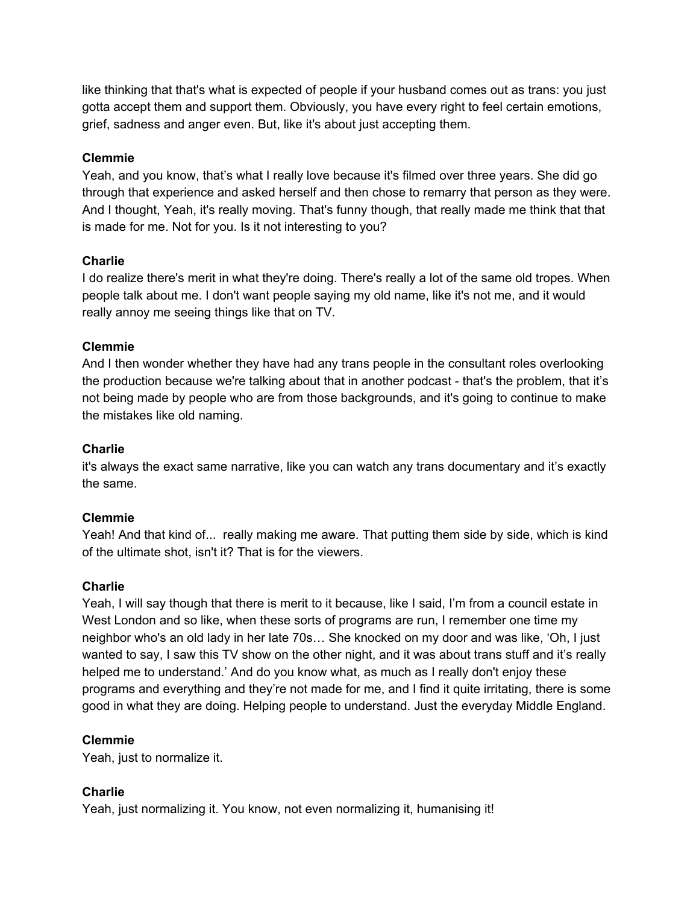like thinking that that's what is expected of people if your husband comes out as trans: you just gotta accept them and support them. Obviously, you have every right to feel certain emotions, grief, sadness and anger even. But, like it's about just accepting them.

**Clemmie**

Yeah, and you know, that's what I really love because it's filmed over three years. She did go through that experience and asked herself and then chose to remarry that person as they were. And I thought, Yeah, it's really moving. That's funny though, that really made me think that that is made for me. Not for you. Is it not interesting to you?

**Charlie**

I do realize there's merit in what they're doing. There's really a lot of the same old tropes. When people talk about me. I don't want people saying my old name, like it's not me, and it would really annoy me seeing things like that on TV.

**Clemmie**

And I then wonder whether they have had any trans people in the consultant roles overlooking the production because we're talking about that in another podcast - that's the problem, that it's not being made by people who are from those backgrounds, and it's going to continue to make the mistakes like old naming.

**Charlie**

it's always the exact same narrative, like you can watch any trans documentary and it's exactly the same.

**Clemmie**

Yeah! And that kind of... really making me aware. That putting them side by side, which is kind of the ultimate shot, isn't it? That is for the viewers.

**Charlie**

Yeah, I will say though that there is merit to it because, like I said, I'm from a council estate in West London and so like, when these sorts of programs are run, I remember one time my neighbor who's an old lady in her late 70s… She knocked on my door and was like, 'Oh, I just wanted to say, I saw this TV show on the other night, and it was about trans stuff and it's really helped me to understand.' And do you know what, as much as I really don't enjoy these programs and everything and they're not made for me, and I find it quite irritating, there is some good in what they are doing. Helping people to understand. Just the everyday Middle England.

**Clemmie**

Yeah, just to normalize it.

**Charlie**

Yeah, just normalizing it. You know, not even normalizing it, humanising it!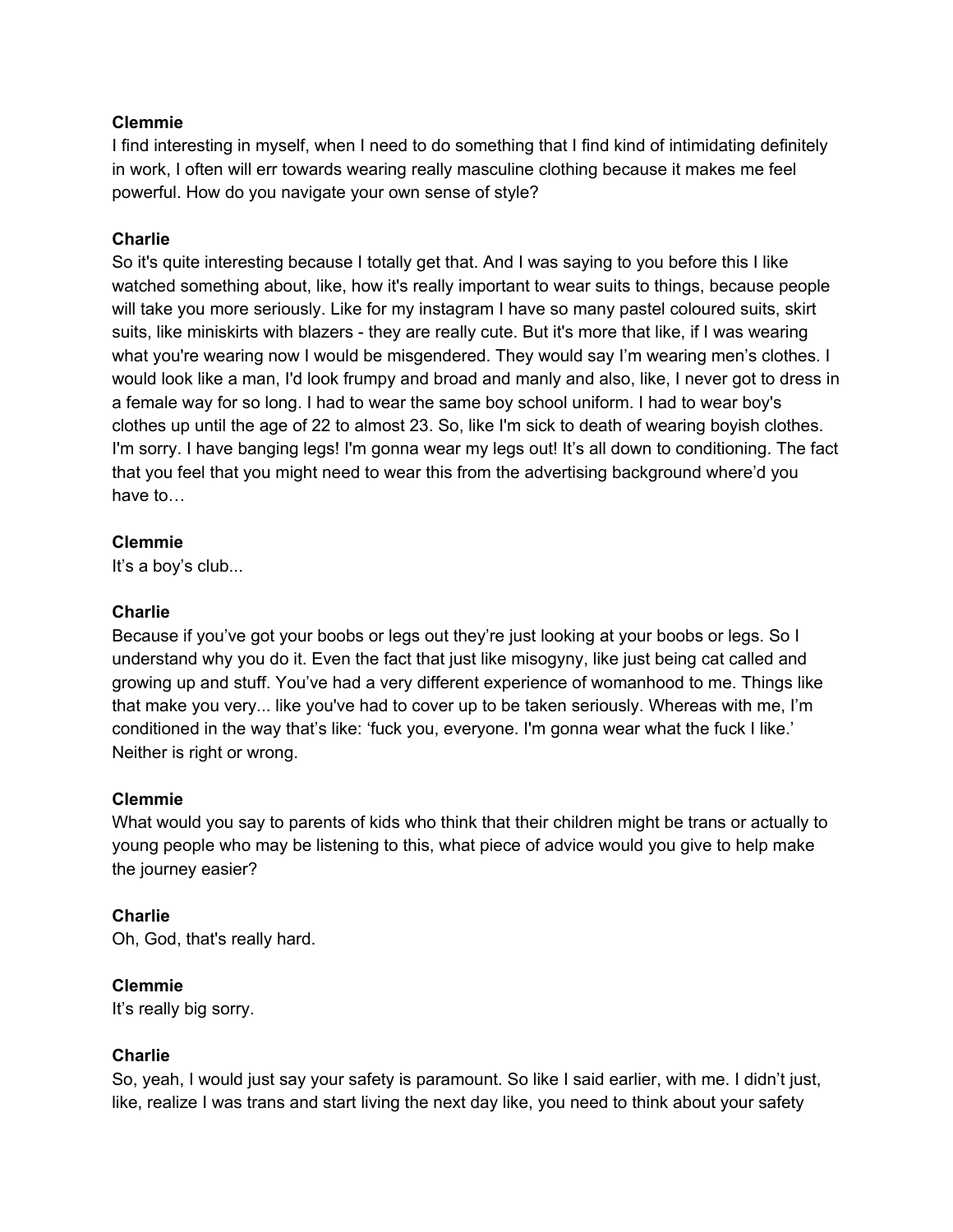**Clemmie**
I find interesting in myself, when I need to do something that I find kind of intimidating definitely in work, I often will err towards wearing really masculine clothing because it makes me feel powerful. How do you navigate your own sense of style?

**Charlie**
So it's quite interesting because I totally get that. And I was saying to you before this I like watched something about, like, how it's really important to wear suits to things, because people will take you more seriously. Like for my instagram I have so many pastel coloured suits, skirt suits, like miniskirts with blazers - they are really cute. But it's more that like, if I was wearing what you're wearing now I would be misgendered. They would say I'm wearing men's clothes. I would look like a man, I'd look frumpy and broad and manly and also, like, I never got to dress in a female way for so long. I had to wear the same boy school uniform. I had to wear boy's clothes up until the age of 22 to almost 23. So, like I'm sick to death of wearing boyish clothes. I'm sorry. I have banging legs! I'm gonna wear my legs out! It's all down to conditioning. The fact that you feel that you might need to wear this from the advertising background where'd you have to…

**Clemmie**
It's a boy's club...

**Charlie**
Because if you've got your boobs or legs out they're just looking at your boobs or legs. So I understand why you do it. Even the fact that just like misogyny, like just being cat called and growing up and stuff. You've had a very different experience of womanhood to me. Things like that make you very... like you've had to cover up to be taken seriously. Whereas with me, I'm conditioned in the way that's like: 'fuck you, everyone. I'm gonna wear what the fuck I like.' Neither is right or wrong.

**Clemmie**
What would you say to parents of kids who think that their children might be trans or actually to young people who may be listening to this, what piece of advice would you give to help make the journey easier?

**Charlie**
Oh, God, that's really hard.

**Clemmie**
It's really big sorry.

**Charlie**
So, yeah, I would just say your safety is paramount. So like I said earlier, with me. I didn't just, like, realize I was trans and start living the next day like, you need to think about your safety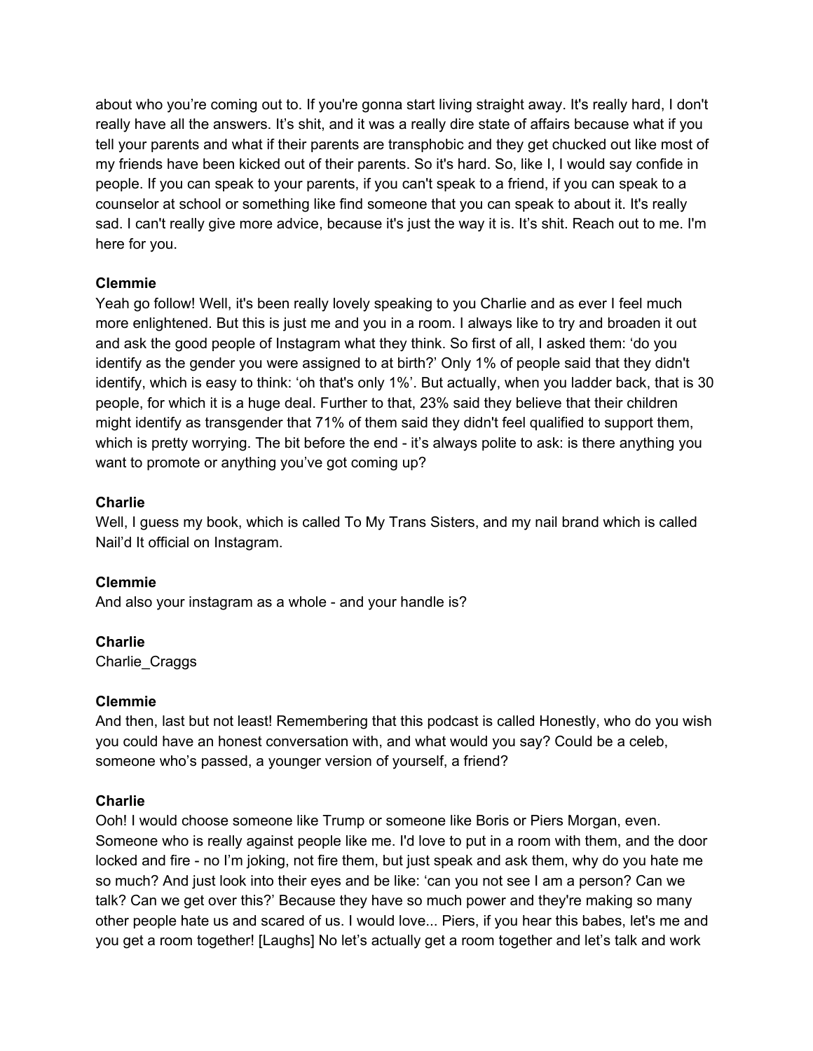about who you're coming out to. If you're gonna start living straight away. It's really hard, I don't really have all the answers. It's shit, and it was a really dire state of affairs because what if you tell your parents and what if their parents are transphobic and they get chucked out like most of my friends have been kicked out of their parents. So it's hard. So, like I, I would say confide in people. If you can speak to your parents, if you can't speak to a friend, if you can speak to a counselor at school or something like find someone that you can speak to about it. It's really sad. I can't really give more advice, because it's just the way it is. It's shit. Reach out to me. I'm here for you.

**Clemmie**
Yeah go follow! Well, it's been really lovely speaking to you Charlie and as ever I feel much more enlightened. But this is just me and you in a room. I always like to try and broaden it out and ask the good people of Instagram what they think. So first of all, I asked them: 'do you identify as the gender you were assigned to at birth?' Only 1% of people said that they didn't identify, which is easy to think: 'oh that's only 1%'. But actually, when you ladder back, that is 30 people, for which it is a huge deal. Further to that, 23% said they believe that their children might identify as transgender that 71% of them said they didn't feel qualified to support them, which is pretty worrying. The bit before the end - it's always polite to ask: is there anything you want to promote or anything you've got coming up?

**Charlie**
Well, I guess my book, which is called To My Trans Sisters, and my nail brand which is called Nail'd It official on Instagram.

**Clemmie**
And also your instagram as a whole - and your handle is?

**Charlie**
Charlie_Craggs

**Clemmie**
And then, last but not least! Remembering that this podcast is called Honestly, who do you wish you could have an honest conversation with, and what would you say? Could be a celeb, someone who's passed, a younger version of yourself, a friend?

**Charlie**
Ooh! I would choose someone like Trump or someone like Boris or Piers Morgan, even. Someone who is really against people like me. I'd love to put in a room with them, and the door locked and fire - no I'm joking, not fire them, but just speak and ask them, why do you hate me so much? And just look into their eyes and be like: 'can you not see I am a person? Can we talk? Can we get over this?' Because they have so much power and they're making so many other people hate us and scared of us. I would love... Piers, if you hear this babes, let's me and you get a room together! [Laughs] No let's actually get a room together and let's talk and work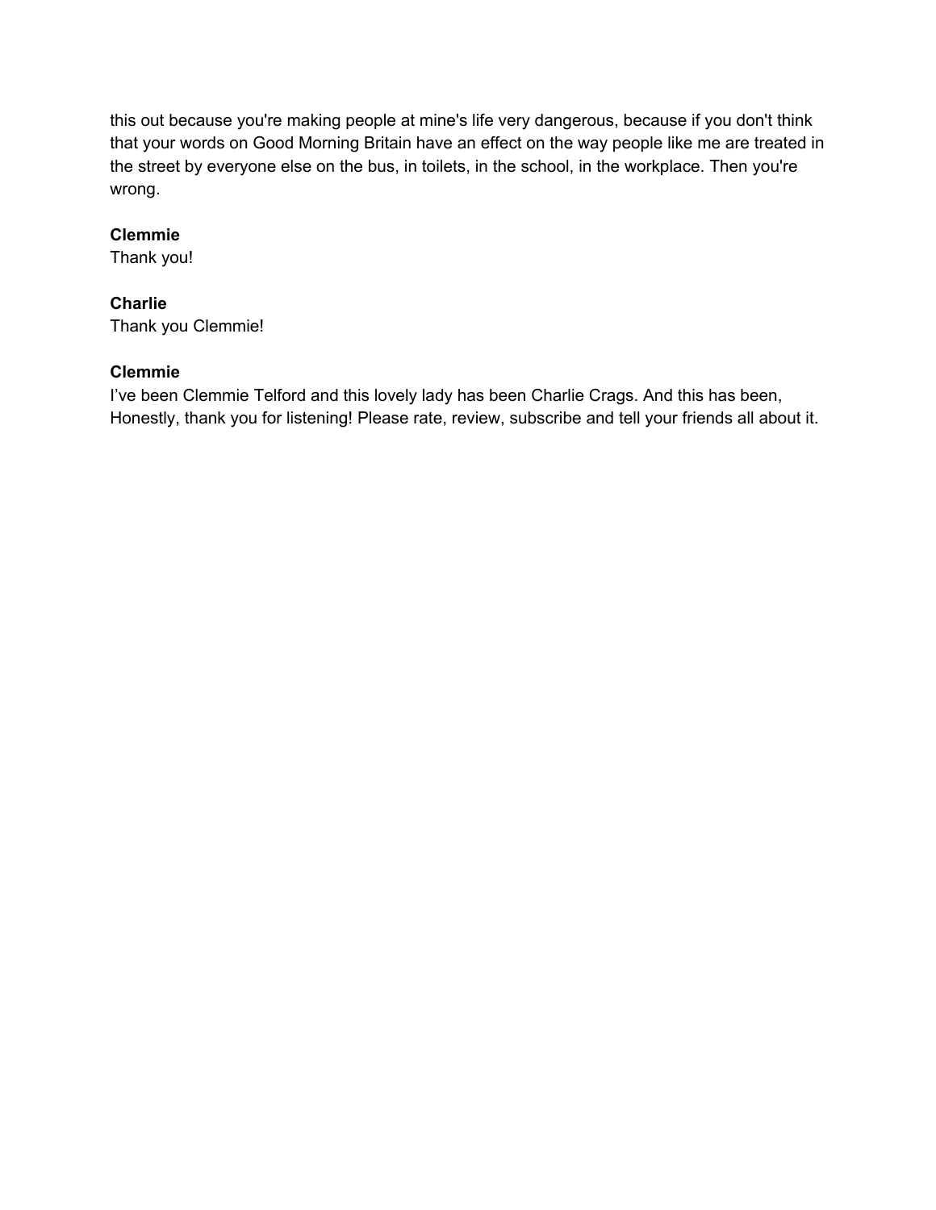this out because you're making people at mine's life very dangerous, because if you don't think that your words on Good Morning Britain have an effect on the way people like me are treated in the street by everyone else on the bus, in toilets, in the school, in the workplace. Then you're wrong.

**Clemmie**
Thank you!

**Charlie**
Thank you Clemmie!

**Clemmie**
I've been Clemmie Telford and this lovely lady has been Charlie Crags. And this has been, Honestly, thank you for listening! Please rate, review, subscribe and tell your friends all about it.